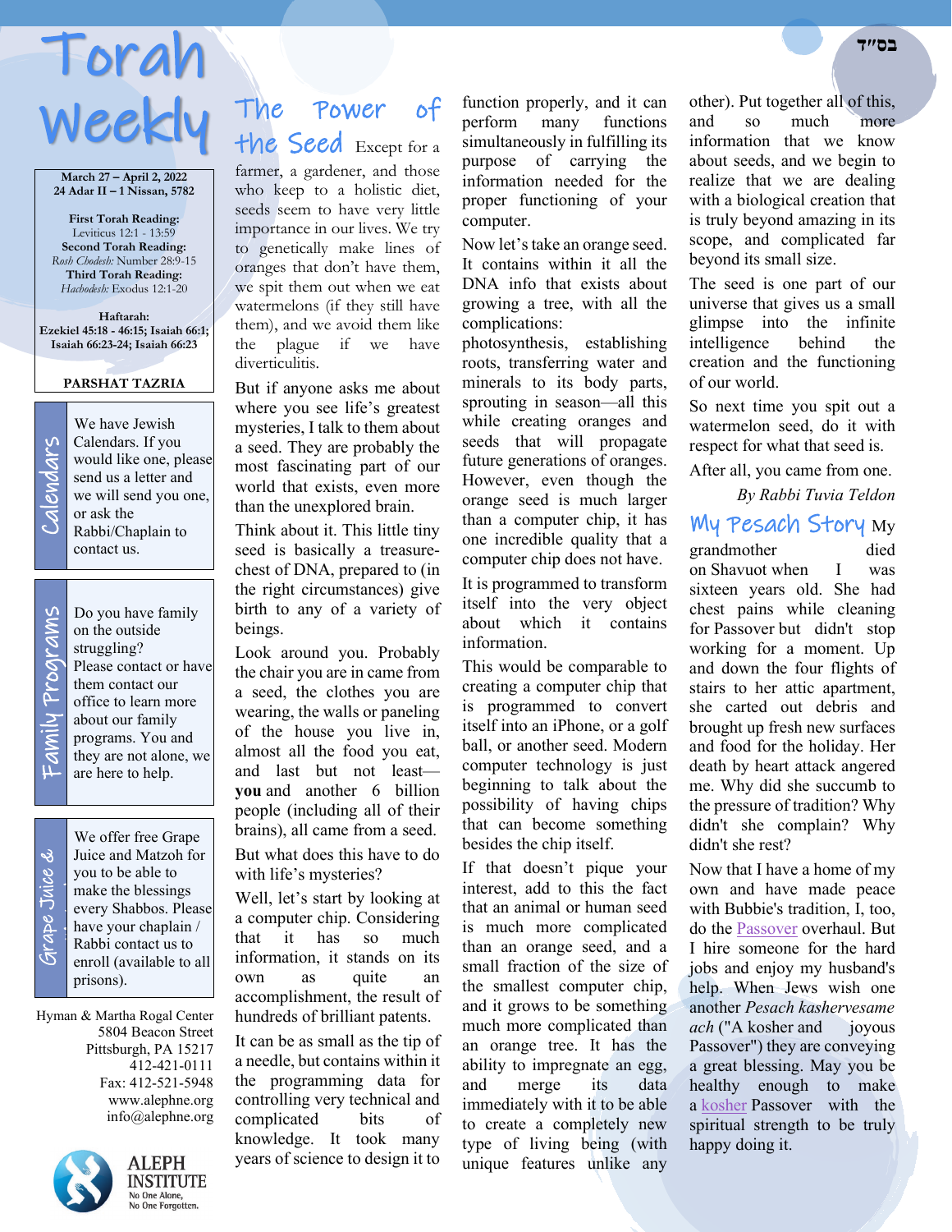בס״ד

# Torah Weekly

**March 27 – April 2, 2022**
**24 Adar II – 1 Nissan, 5782**

**First Torah Reading:**
Leviticus 12:1 - 13:59
**Second Torah Reading:**
*Rosh Chodesh:* Number 28:9-15
**Third Torah Reading:**
*Hachodesh:* Exodus 12:1-20

**Haftarah:**
**Ezekiel 45:18 - 46:15; Isaiah 66:1; Isaiah 66:23-24; Isaiah 66:23**

**PARSHAT TAZRIA**

## Calendars

We have Jewish Calendars. If you would like one, please send us a letter and we will send you one, or ask the Rabbi/Chaplain to contact us.

## Family Programs

Do you have family on the outside struggling? Please contact or have them contact our office to learn more about our family programs. You and they are not alone, we are here to help.

## Grape Juice & Matzoh

We offer free Grape Juice and Matzoh for you to be able to make the blessings every Shabbos. Please have your chaplain / Rabbi contact us to enroll (available to all prisons).

Hyman & Martha Rogal Center
5804 Beacon Street
Pittsburgh, PA 15217
412-421-0111
Fax: 412-521-5948
www.alephne.org
info@alephne.org

ALEPH INSTITUTE
No One Alone,
No One Forgotten.

## The Power of the Seed

Except for a farmer, a gardener, and those who keep to a holistic diet, seeds seem to have very little importance in our lives. We try to genetically make lines of oranges that don't have them, we spit them out when we eat watermelons (if they still have them), and we avoid them like the plague if we have diverticulitis.

But if anyone asks me about where you see life's greatest mysteries, I talk to them about a seed. They are probably the most fascinating part of our world that exists, even more than the unexplored brain.

Think about it. This little tiny seed is basically a treasure-chest of DNA, prepared to (in the right circumstances) give birth to any of a variety of beings.

Look around you. Probably the chair you are in came from a seed, the clothes you are wearing, the walls or paneling of the house you live in, almost all the food you eat, and last but not least—**you** and another 6 billion people (including all of their brains), all came from a seed.

But what does this have to do with life's mysteries?

Well, let's start by looking at a computer chip. Considering that it has so much information, it stands on its own as quite an accomplishment, the result of hundreds of brilliant patents.

It can be as small as the tip of a needle, but contains within it the programming data for controlling very technical and complicated bits of knowledge. It took many years of science to design it to function properly, and it can perform many functions simultaneously in fulfilling its purpose of carrying the information needed for the proper functioning of your computer.

Now let's take an orange seed. It contains within it all the DNA info that exists about growing a tree, with all the complications:

photosynthesis, establishing roots, transferring water and minerals to its body parts, sprouting in season—all this while creating oranges and seeds that will propagate future generations of oranges. However, even though the orange seed is much larger than a computer chip, it has one incredible quality that a computer chip does not have.

It is programmed to transform itself into the very object about which it contains information.

This would be comparable to creating a computer chip that is programmed to convert itself into an iPhone, or a golf ball, or another seed. Modern computer technology is just beginning to talk about the possibility of having chips that can become something besides the chip itself.

If that doesn't pique your interest, add to this the fact that an animal or human seed is much more complicated than an orange seed, and a small fraction of the size of the smallest computer chip, and it grows to be something much more complicated than an orange tree. It has the ability to impregnate an egg, and merge its data immediately with it to be able to create a completely new type of living being (with unique features unlike any other). Put together all of this, and so much more information that we know about seeds, and we begin to realize that we are dealing with a biological creation that is truly beyond amazing in its scope, and complicated far beyond its small size.

The seed is one part of our universe that gives us a small glimpse into the infinite intelligence behind the creation and the functioning of our world.

So next time you spit out a watermelon seed, do it with respect for what that seed is.

After all, you came from one.

*By Rabbi Tuvia Teldon*

## My Pesach Story

My grandmother died on Shavuot when I was sixteen years old. She had chest pains while cleaning for Passover but didn't stop working for a moment. Up and down the four flights of stairs to her attic apartment, she carted out debris and brought up fresh surfaces and food for the holiday. Her death by heart attack angered me. Why did she succumb to the pressure of tradition? Why didn't she complain? Why didn't she rest?

Now that I have a home of my own and have made peace with Bubbie's tradition, I, too, do the Passover overhaul. But I hire someone for the hard jobs and enjoy my husband's help. When Jews wish one another *Pesach kashervesame ach* ("A kosher and joyous Passover") they are conveying a great blessing. May you be healthy enough to make a kosher Passover with the spiritual strength to be truly happy doing it.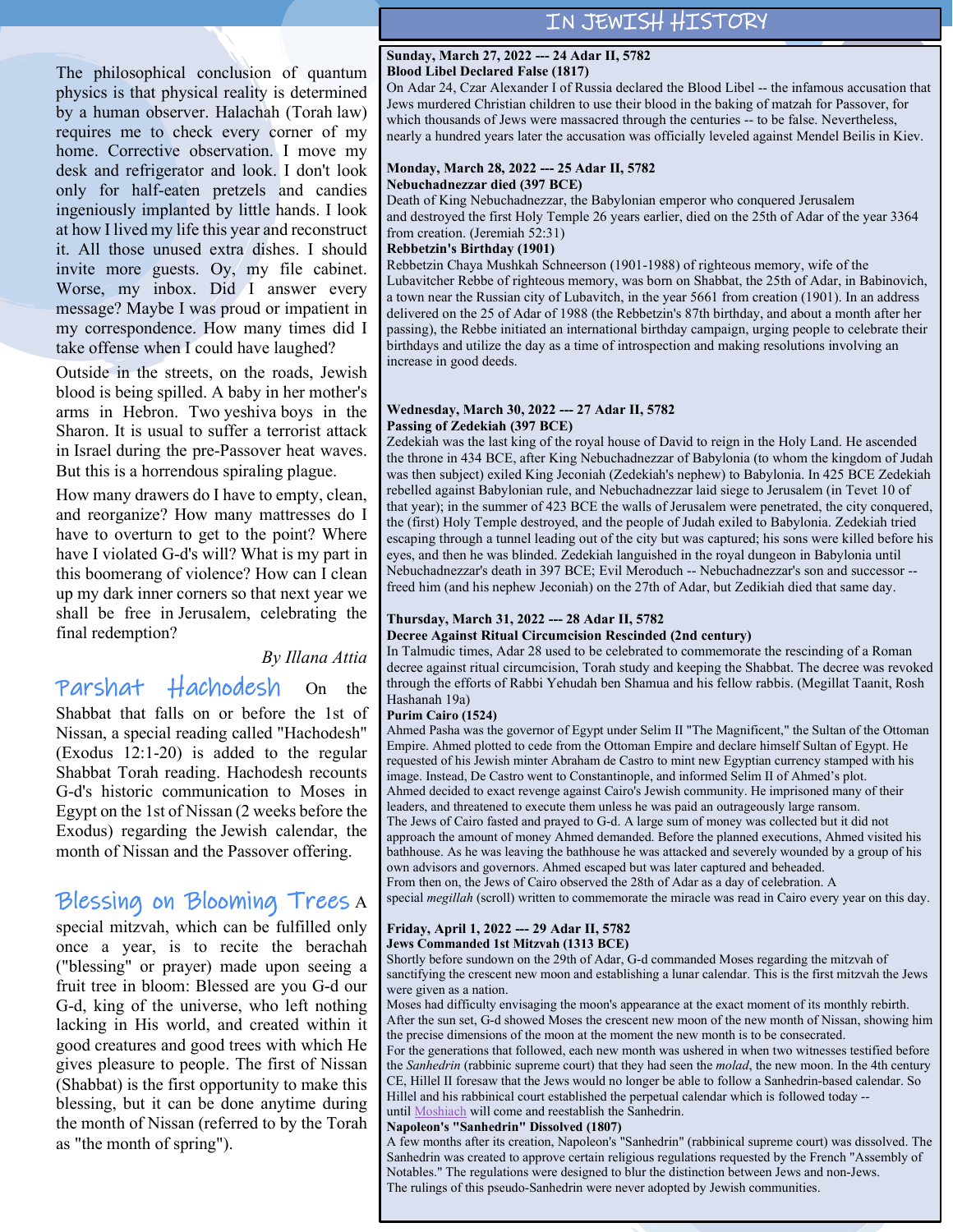The philosophical conclusion of quantum physics is that physical reality is determined by a human observer. Halachah (Torah law) requires me to check every corner of my home. Corrective observation. I move my desk and refrigerator and look. I don't look only for half-eaten pretzels and candies ingeniously implanted by little hands. I look at how I lived my life this year and reconstruct it. All those unused extra dishes. I should invite more guests. Oy, my file cabinet. Worse, my inbox. Did I answer every message? Maybe I was proud or impatient in my correspondence. How many times did I take offense when I could have laughed?

Outside in the streets, on the roads, Jewish blood is being spilled. A baby in her mother's arms in Hebron. Two yeshiva boys in the Sharon. It is usual to suffer a terrorist attack in Israel during the pre-Passover heat waves. But this is a horrendous spiraling plague.

How many drawers do I have to empty, clean, and reorganize? How many mattresses do I have to overturn to get to the point? Where have I violated G-d's will? What is my part in this boomerang of violence? How can I clean up my dark inner corners so that next year we shall be free in Jerusalem, celebrating the final redemption?

*By Illana Attia*

## Parshat Hachodesh

On the Shabbat that falls on or before the 1st of Nissan, a special reading called "Hachodesh" (Exodus 12:1-20) is added to the regular Shabbat Torah reading. Hachodesh recounts G-d's historic communication to Moses in Egypt on the 1st of Nissan (2 weeks before the Exodus) regarding the Jewish calendar, the month of Nissan and the Passover offering.

## Blessing on Blooming Trees

A special mitzvah, which can be fulfilled only once a year, is to recite the berachah ("blessing" or prayer) made upon seeing a fruit tree in bloom: Blessed are you G-d our G-d, king of the universe, who left nothing lacking in His world, and created within it good creatures and good trees with which He gives pleasure to people. The first of Nissan (Shabbat) is the first opportunity to make this blessing, but it can be done anytime during the month of Nissan (referred to by the Torah as "the month of spring").

# IN JEWISH HISTORY

**Sunday, March 27, 2022 --- 24 Adar II, 5782**
**Blood Libel Declared False (1817)**
On Adar 24, Czar Alexander I of Russia declared the Blood Libel -- the infamous accusation that Jews murdered Christian children to use their blood in the baking of matzah for Passover, for which thousands of Jews were massacred through the centuries -- to be false. Nevertheless, nearly a hundred years later the accusation was officially leveled against Mendel Beilis in Kiev.

**Monday, March 28, 2022 --- 25 Adar II, 5782**
**Nebuchadnezzar died (397 BCE)**
Death of King Nebuchadnezzar, the Babylonian emperor who conquered Jerusalem and destroyed the first Holy Temple 26 years earlier, died on the 25th of Adar of the year 3364 from creation. (Jeremiah 52:31)
**Rebbetzin's Birthday (1901)**
Rebbetzin Chaya Mushkah Schneerson (1901-1988) of righteous memory, wife of the Lubavitcher Rebbe of righteous memory, was born on Shabbat, the 25th of Adar, in Babinovich, a town near the Russian city of Lubavitch, in the year 5661 from creation (1901). In an address delivered on the 25 of Adar of 1988 (the Rebbetzin's 87th birthday, and about a month after her passing), the Rebbe initiated an international birthday campaign, urging people to celebrate their birthdays and utilize the day as a time of introspection and making resolutions involving an increase in good deeds.

**Wednesday, March 30, 2022 --- 27 Adar II, 5782**
**Passing of Zedekiah (397 BCE)**
Zedekiah was the last king of the royal house of David to reign in the Holy Land. He ascended the throne in 434 BCE, after King Nebuchadnezzar of Babylonia (to whom the kingdom of Judah was then subject) exiled King Jeconiah (Zedekiah's nephew) to Babylonia. In 425 BCE Zedekiah rebelled against Babylonian rule, and Nebuchadnezzar laid siege to Jerusalem (in Tevet 10 of that year); in the summer of 423 BCE the walls of Jerusalem were penetrated, the city conquered, the (first) Holy Temple destroyed, and the people of Judah exiled to Babylonia. Zedekiah tried escaping through a tunnel leading out of the city but was captured; his sons were killed before his eyes, and then he was blinded. Zedekiah languished in the royal dungeon in Babylonia until Nebuchadnezzar's death in 397 BCE; Evil Meroduch -- Nebuchadnezzar's son and successor -- freed him (and his nephew Jeconiah) on the 27th of Adar, but Zedikiah died that same day.

**Thursday, March 31, 2022 --- 28 Adar II, 5782**
**Decree Against Ritual Circumcision Rescinded (2nd century)**
In Talmudic times, Adar 28 used to be celebrated to commemorate the rescinding of a Roman decree against ritual circumcision, Torah study and keeping the Shabbat. The decree was revoked through the efforts of Rabbi Yehudah ben Shamua and his fellow rabbis. (Megillat Taanit, Rosh Hashanah 19a)
**Purim Cairo (1524)**
Ahmed Pasha was the governor of Egypt under Selim II "The Magnificent," the Sultan of the Ottoman Empire. Ahmed plotted to cede from the Ottoman Empire and declare himself Sultan of Egypt. He requested of his Jewish minter Abraham de Castro to mint new Egyptian currency stamped with his image. Instead, De Castro went to Constantinople, and informed Selim II of Ahmed's plot.
Ahmed decided to exact revenge against Cairo's Jewish community. He imprisoned many of their leaders, and threatened to execute them unless he was paid an outrageously large ransom.
The Jews of Cairo fasted and prayed to G-d. A large sum of money was collected but it did not approach the amount of money Ahmed demanded. Before the planned executions, Ahmed visited his bathhouse. As he was leaving the bathhouse he was attacked and severely wounded by a group of his own advisors and governors. Ahmed escaped but was later captured and beheaded.
From then on, the Jews of Cairo observed the 28th of Adar as a day of celebration. A special *megillah* (scroll) written to commemorate the miracle was read in Cairo every year on this day.

**Friday, April 1, 2022 --- 29 Adar II, 5782**
**Jews Commanded 1st Mitzvah (1313 BCE)**
Shortly before sundown on the 29th of Adar, G-d commanded Moses regarding the mitzvah of sanctifying the crescent new moon and establishing a lunar calendar. This is the first mitzvah the Jews were given as a nation.
Moses had difficulty envisaging the moon's appearance at the exact moment of its monthly rebirth. After the sun set, G-d showed Moses the crescent new moon of the new month of Nissan, showing him the precise dimensions of the moon at the moment the new month is to be consecrated.
For the generations that followed, each new month was ushered in when two witnesses testified before the *Sanhedrin* (rabbinic supreme court) that they had seen the *molad*, the new moon. In the 4th century CE, Hillel II foresaw that the Jews would no longer be able to follow a Sanhedrin-based calendar. So Hillel and his rabbinical court established the perpetual calendar which is followed today -- until Moshiach will come and reestablish the Sanhedrin.
**Napoleon's "Sanhedrin" Dissolved (1807)**
A few months after its creation, Napoleon's "Sanhedrin" (rabbinical supreme court) was dissolved. The Sanhedrin was created to approve certain religious regulations requested by the French "Assembly of Notables." The regulations were designed to blur the distinction between Jews and non-Jews. The rulings of this pseudo-Sanhedrin were never adopted by Jewish communities.